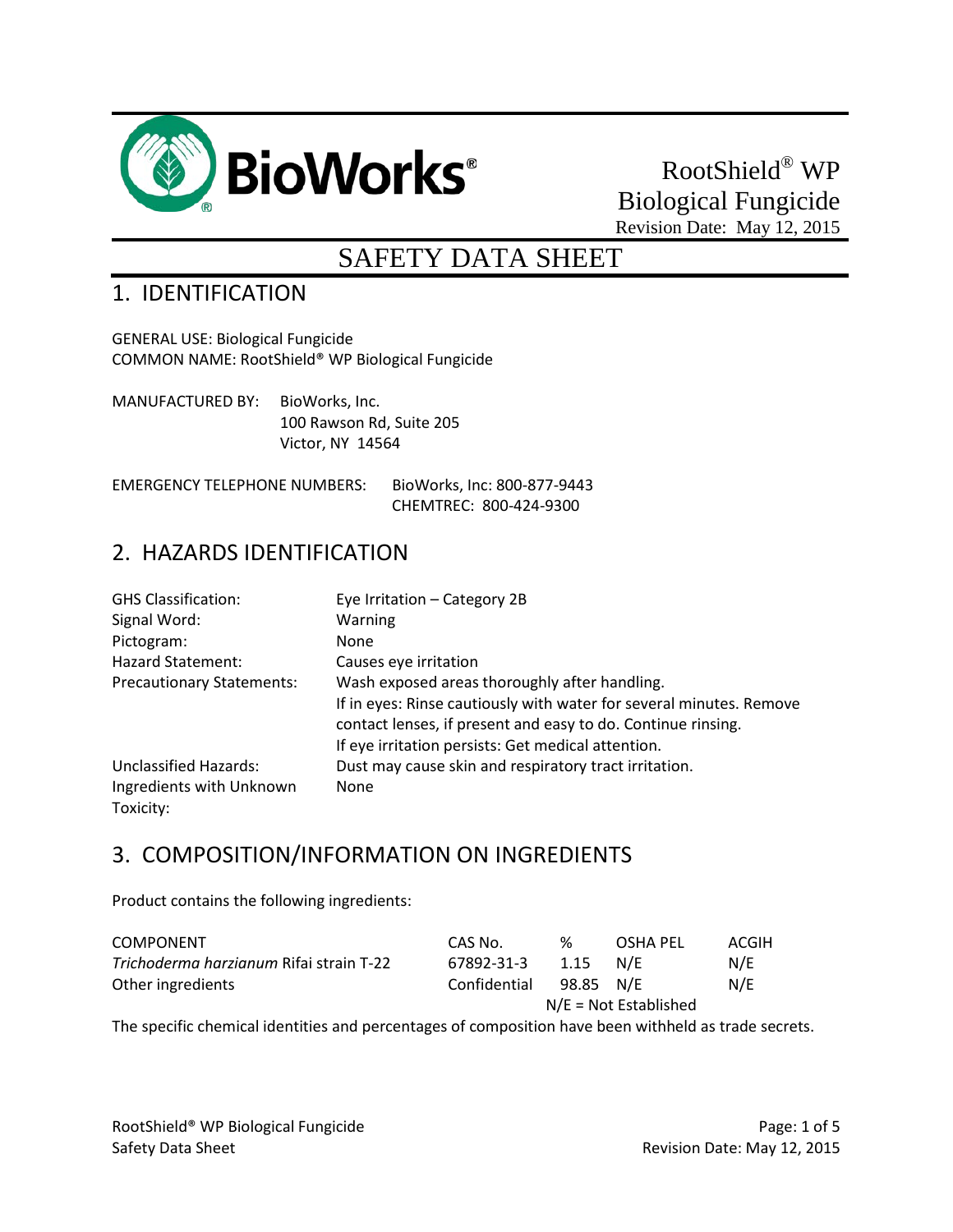BioWorks®

RootShield® WP
Biological Fungicide
Revision Date: May 12, 2015

# SAFETY DATA SHEET

## 1. IDENTIFICATION

GENERAL USE: Biological Fungicide
COMMON NAME: RootShield® WP Biological Fungicide

MANUFACTURED BY: BioWorks, Inc.
100 Rawson Rd, Suite 205
Victor, NY 14564

EMERGENCY TELEPHONE NUMBERS: BioWorks, Inc: 800-877-9443
CHEMTREC: 800-424-9300

## 2. HAZARDS IDENTIFICATION

| | |
|---|---|
| GHS Classification: | Eye Irritation – Category 2B |
| Signal Word: | Warning |
| Pictogram: | None |
| Hazard Statement: | Causes eye irritation |
| Precautionary Statements: | Wash exposed areas thoroughly after handling.<br>If in eyes: Rinse cautiously with water for several minutes. Remove contact lenses, if present and easy to do. Continue rinsing.<br>If eye irritation persists: Get medical attention. |
| Unclassified Hazards: | Dust may cause skin and respiratory tract irritation. |
| Ingredients with Unknown Toxicity: | None |

## 3. COMPOSITION/INFORMATION ON INGREDIENTS

Product contains the following ingredients:

| COMPONENT | CAS No. | % | OSHA PEL | ACGIH |
|---|---|---|---|---|
| *Trichoderma harzianum* Rifai strain T-22 | 67892-31-3 | 1.15 | N/E | N/E |
| Other ingredients | Confidential | 98.85 | N/E | N/E |

N/E = Not Established

The specific chemical identities and percentages of composition have been withheld as trade secrets.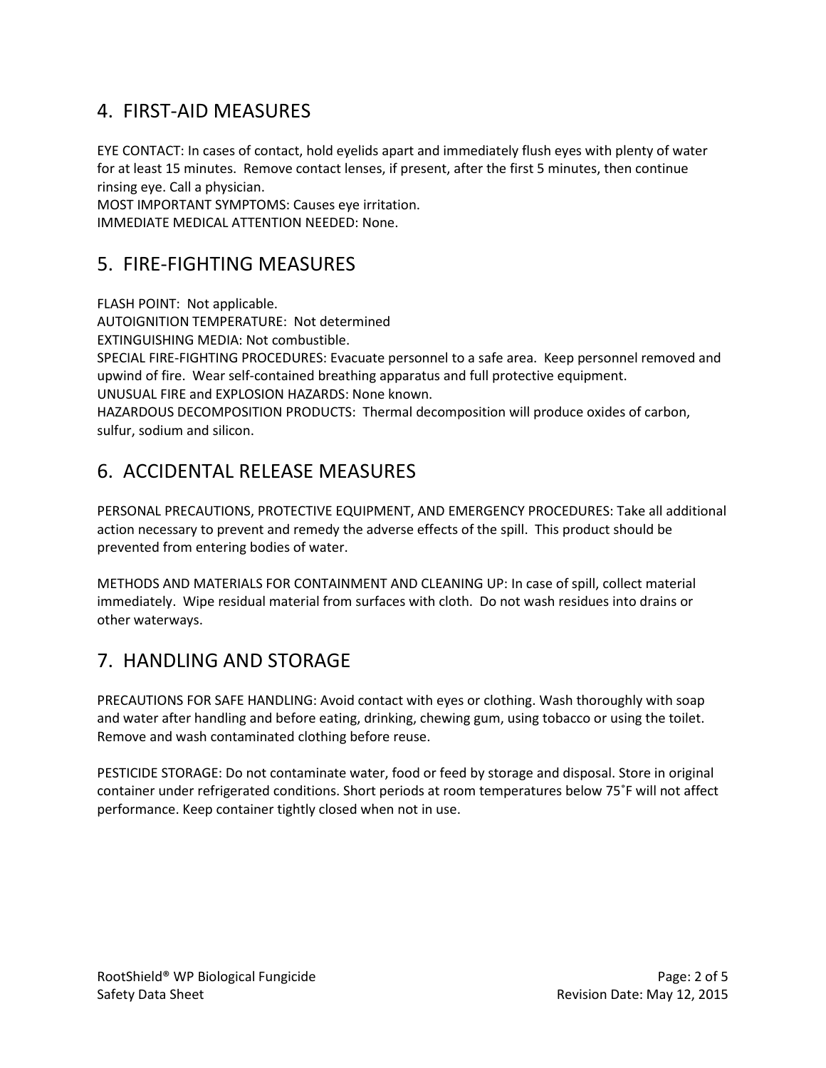## 4. FIRST-AID MEASURES

EYE CONTACT: In cases of contact, hold eyelids apart and immediately flush eyes with plenty of water for at least 15 minutes. Remove contact lenses, if present, after the first 5 minutes, then continue rinsing eye. Call a physician.
MOST IMPORTANT SYMPTOMS: Causes eye irritation.
IMMEDIATE MEDICAL ATTENTION NEEDED: None.

## 5. FIRE-FIGHTING MEASURES

FLASH POINT: Not applicable.
AUTOIGNITION TEMPERATURE: Not determined
EXTINGUISHING MEDIA: Not combustible.
SPECIAL FIRE-FIGHTING PROCEDURES: Evacuate personnel to a safe area. Keep personnel removed and upwind of fire. Wear self-contained breathing apparatus and full protective equipment.
UNUSUAL FIRE and EXPLOSION HAZARDS: None known.
HAZARDOUS DECOMPOSITION PRODUCTS: Thermal decomposition will produce oxides of carbon, sulfur, sodium and silicon.

## 6. ACCIDENTAL RELEASE MEASURES

PERSONAL PRECAUTIONS, PROTECTIVE EQUIPMENT, AND EMERGENCY PROCEDURES: Take all additional action necessary to prevent and remedy the adverse effects of the spill. This product should be prevented from entering bodies of water.

METHODS AND MATERIALS FOR CONTAINMENT AND CLEANING UP: In case of spill, collect material immediately. Wipe residual material from surfaces with cloth. Do not wash residues into drains or other waterways.

## 7. HANDLING AND STORAGE

PRECAUTIONS FOR SAFE HANDLING: Avoid contact with eyes or clothing. Wash thoroughly with soap and water after handling and before eating, drinking, chewing gum, using tobacco or using the toilet. Remove and wash contaminated clothing before reuse.

PESTICIDE STORAGE: Do not contaminate water, food or feed by storage and disposal. Store in original container under refrigerated conditions. Short periods at room temperatures below 75˚F will not affect performance. Keep container tightly closed when not in use.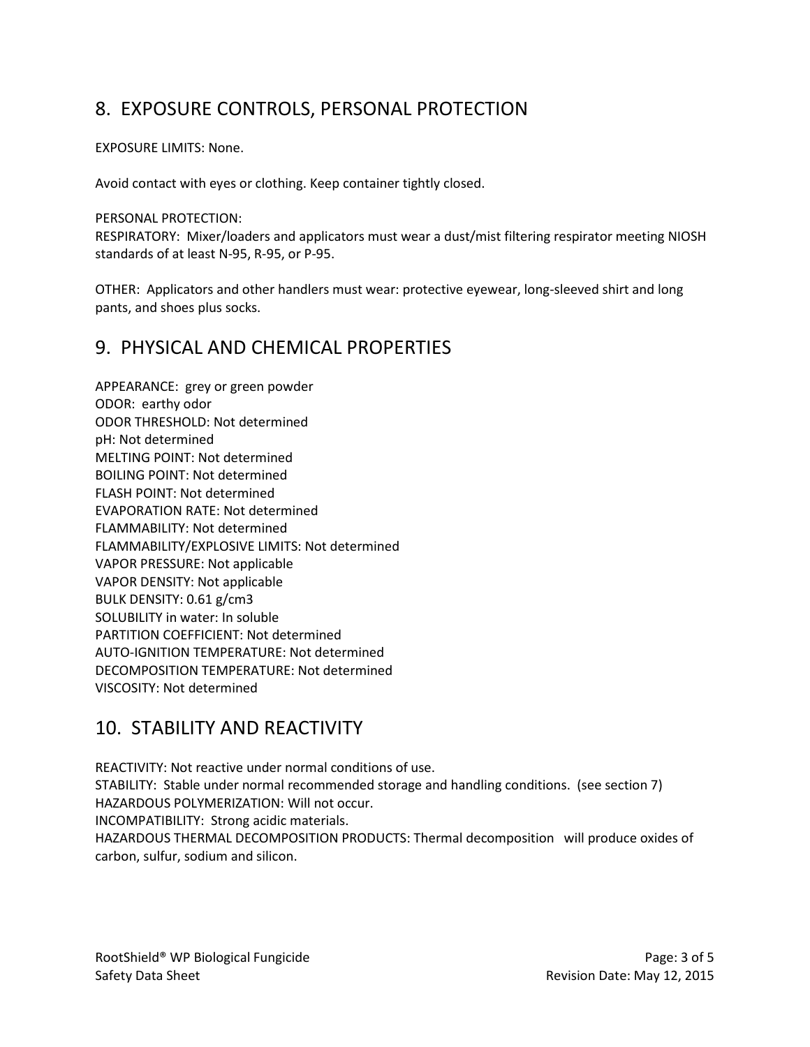## 8. EXPOSURE CONTROLS, PERSONAL PROTECTION

EXPOSURE LIMITS: None.

Avoid contact with eyes or clothing. Keep container tightly closed.

PERSONAL PROTECTION:
RESPIRATORY: Mixer/loaders and applicators must wear a dust/mist filtering respirator meeting NIOSH standards of at least N-95, R-95, or P-95.

OTHER: Applicators and other handlers must wear: protective eyewear, long-sleeved shirt and long pants, and shoes plus socks.

## 9. PHYSICAL AND CHEMICAL PROPERTIES

APPEARANCE: grey or green powder
ODOR: earthy odor
ODOR THRESHOLD: Not determined
pH: Not determined
MELTING POINT: Not determined
BOILING POINT: Not determined
FLASH POINT: Not determined
EVAPORATION RATE: Not determined
FLAMMABILITY: Not determined
FLAMMABILITY/EXPLOSIVE LIMITS: Not determined
VAPOR PRESSURE: Not applicable
VAPOR DENSITY: Not applicable
BULK DENSITY: 0.61 g/cm3
SOLUBILITY in water: In soluble
PARTITION COEFFICIENT: Not determined
AUTO-IGNITION TEMPERATURE: Not determined
DECOMPOSITION TEMPERATURE: Not determined
VISCOSITY: Not determined

## 10. STABILITY AND REACTIVITY

REACTIVITY: Not reactive under normal conditions of use.
STABILITY: Stable under normal recommended storage and handling conditions. (see section 7)
HAZARDOUS POLYMERIZATION: Will not occur.
INCOMPATIBILITY: Strong acidic materials.
HAZARDOUS THERMAL DECOMPOSITION PRODUCTS: Thermal decomposition will produce oxides of carbon, sulfur, sodium and silicon.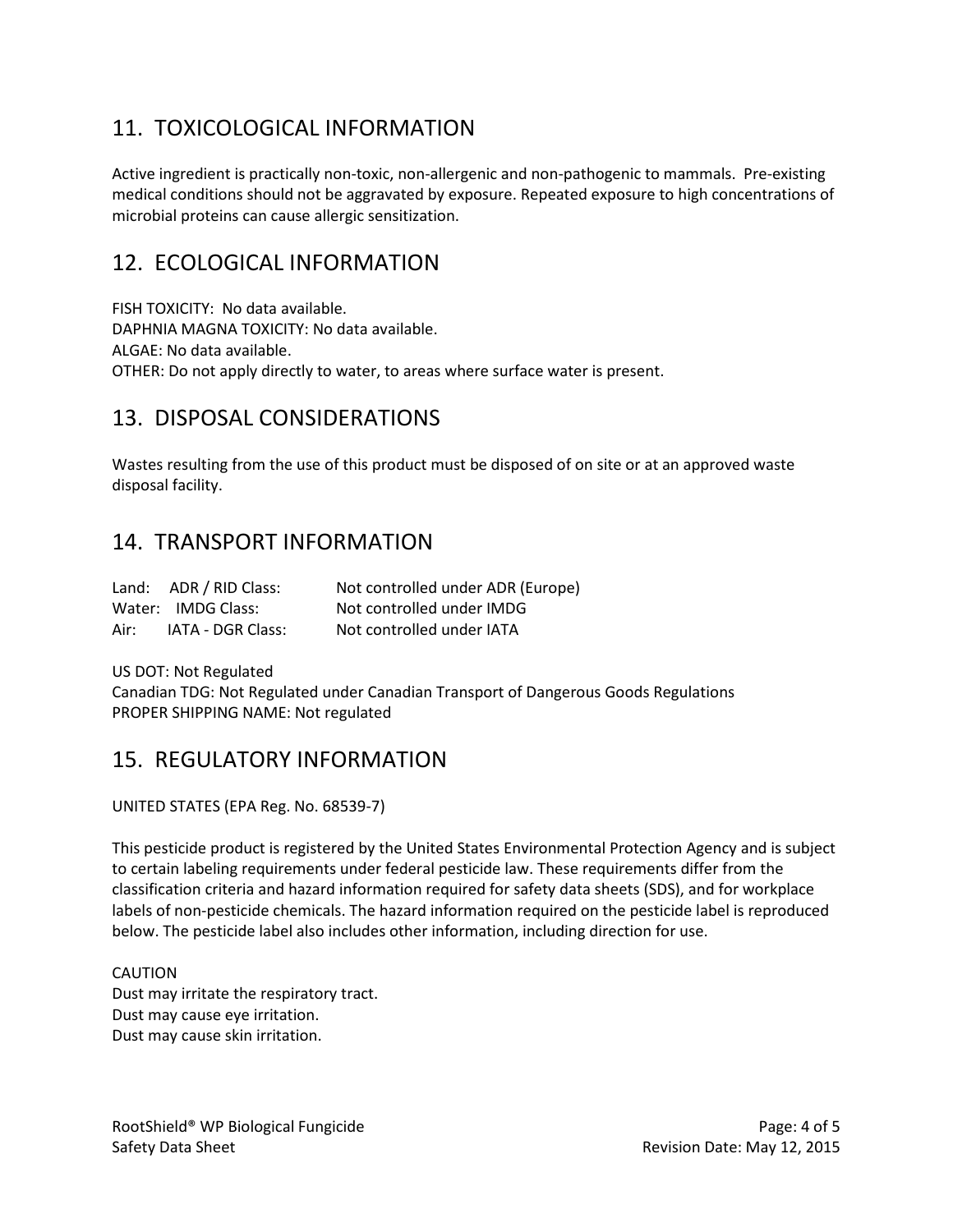## 11. TOXICOLOGICAL INFORMATION

Active ingredient is practically non-toxic, non-allergenic and non-pathogenic to mammals. Pre-existing medical conditions should not be aggravated by exposure. Repeated exposure to high concentrations of microbial proteins can cause allergic sensitization.

## 12. ECOLOGICAL INFORMATION

FISH TOXICITY: No data available.
DAPHNIA MAGNA TOXICITY: No data available.
ALGAE: No data available.
OTHER: Do not apply directly to water, to areas where surface water is present.

## 13. DISPOSAL CONSIDERATIONS

Wastes resulting from the use of this product must be disposed of on site or at an approved waste disposal facility.

## 14. TRANSPORT INFORMATION

| | | |
|---|---|---|
| Land: | ADR / RID Class: | Not controlled under ADR (Europe) |
| Water: | IMDG Class: | Not controlled under IMDG |
| Air: | IATA - DGR Class: | Not controlled under IATA |

US DOT: Not Regulated
Canadian TDG: Not Regulated under Canadian Transport of Dangerous Goods Regulations
PROPER SHIPPING NAME: Not regulated

## 15. REGULATORY INFORMATION

UNITED STATES (EPA Reg. No. 68539-7)

This pesticide product is registered by the United States Environmental Protection Agency and is subject to certain labeling requirements under federal pesticide law. These requirements differ from the classification criteria and hazard information required for safety data sheets (SDS), and for workplace labels of non-pesticide chemicals. The hazard information required on the pesticide label is reproduced below. The pesticide label also includes other information, including direction for use.

CAUTION
Dust may irritate the respiratory tract.
Dust may cause eye irritation.
Dust may cause skin irritation.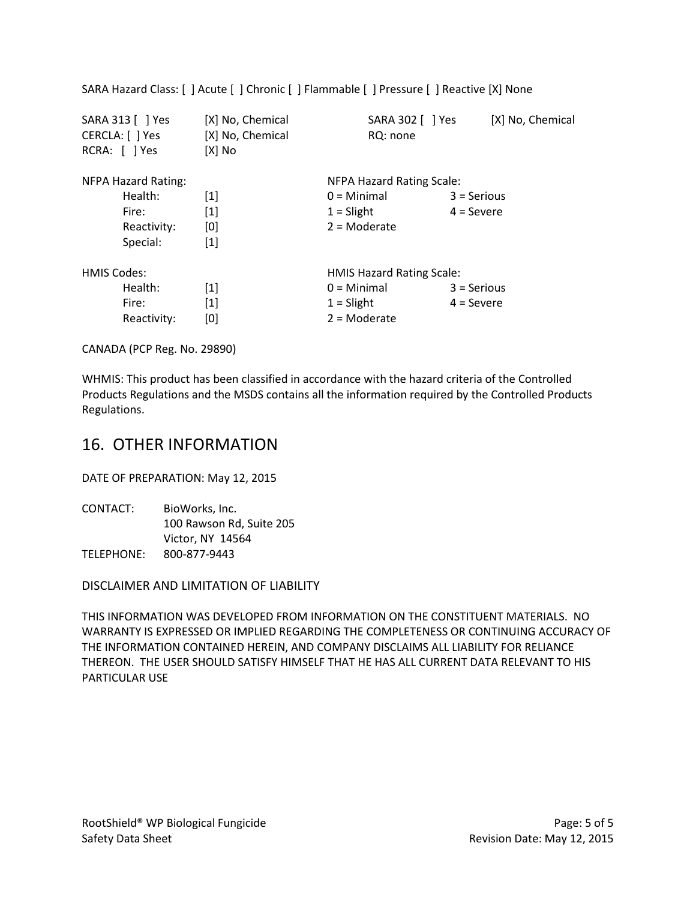SARA Hazard Class: [ ] Acute [ ] Chronic [ ] Flammable [ ] Pressure [ ] Reactive [X] None

| | | | |
|---|---|---|---|
| SARA 313 [ ] Yes | [X] No, Chemical | SARA 302 [ ] Yes | [X] No, Chemical |
| CERCLA: [ ] Yes | [X] No, Chemical | RQ: none | |
| RCRA: [ ] Yes | [X] No | | |

| NFPA Hazard Rating: | | NFPA Hazard Rating Scale: | |
|---|---|---|---|
| Health: | [1] | 0 = Minimal | 3 = Serious |
| Fire: | [1] | 1 = Slight | 4 = Severe |
| Reactivity: | [0] | 2 = Moderate | |
| Special: | [1] | | |

| HMIS Codes: | | HMIS Hazard Rating Scale: | |
|---|---|---|---|
| Health: | [1] | 0 = Minimal | 3 = Serious |
| Fire: | [1] | 1 = Slight | 4 = Severe |
| Reactivity: | [0] | 2 = Moderate | |

CANADA (PCP Reg. No. 29890)

WHMIS: This product has been classified in accordance with the hazard criteria of the Controlled Products Regulations and the MSDS contains all the information required by the Controlled Products Regulations.

## 16. OTHER INFORMATION

DATE OF PREPARATION: May 12, 2015

CONTACT: BioWorks, Inc.
100 Rawson Rd, Suite 205
Victor, NY 14564
TELEPHONE: 800-877-9443

DISCLAIMER AND LIMITATION OF LIABILITY

THIS INFORMATION WAS DEVELOPED FROM INFORMATION ON THE CONSTITUENT MATERIALS. NO WARRANTY IS EXPRESSED OR IMPLIED REGARDING THE COMPLETENESS OR CONTINUING ACCURACY OF THE INFORMATION CONTAINED HEREIN, AND COMPANY DISCLAIMS ALL LIABILITY FOR RELIANCE THEREON. THE USER SHOULD SATISFY HIMSELF THAT HE HAS ALL CURRENT DATA RELEVANT TO HIS PARTICULAR USE